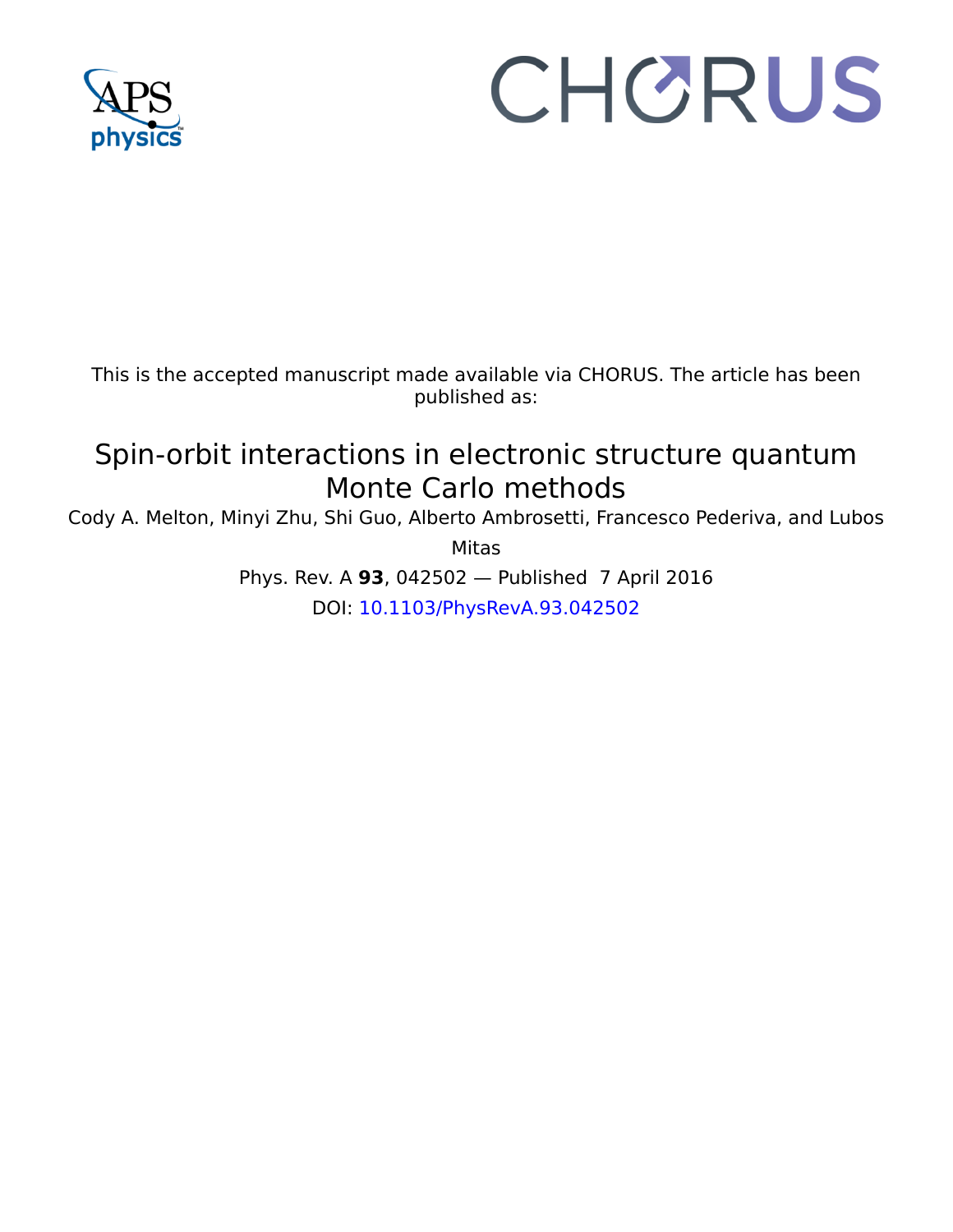This is the accepted manuscript made available via CHORUS. The article has been published as:

# Spin-orbit interactions in electronic structure quantum Monte Carlo methods

Cody A. Melton, Minyi Zhu, Shi Guo, Alberto Ambrosetti, Francesco Pederiva, and Lubos Mitas

Phys. Rev. A **93**, 042502 — Published 7 April 2016

DOI: 10.1103/PhysRevA.93.042502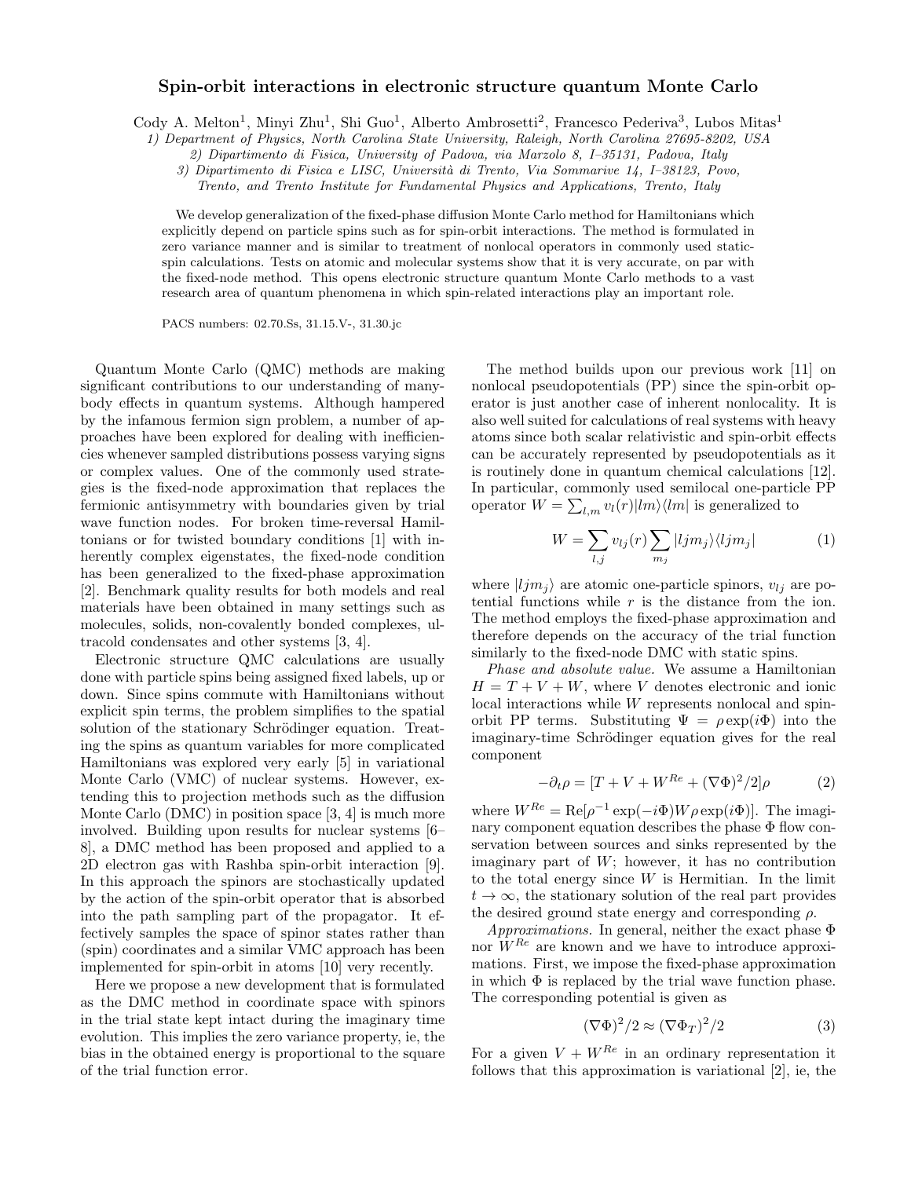# Spin-orbit interactions in electronic structure quantum Monte Carlo

Cody A. Melton[1], Minyi Zhu[1], Shi Guo[1], Alberto Ambrosetti[2], Francesco Pederiva[3], Lubos Mitas[1]

1) Department of Physics, North Carolina State University, Raleigh, North Carolina 27695-8202, USA

2) Dipartimento di Fisica, University of Padova, via Marzolo 8, I–35131, Padova, Italy

3) Dipartimento di Fisica e LISC, Università di Trento, Via Sommarive 14, I–38123, Povo, Trento, and Trento Institute for Fundamental Physics and Applications, Trento, Italy

We develop generalization of the fixed-phase diffusion Monte Carlo method for Hamiltonians which explicitly depend on particle spins such as for spin-orbit interactions. The method is formulated in zero variance manner and is similar to treatment of nonlocal operators in commonly used static-spin calculations. Tests on atomic and molecular systems show that it is very accurate, on par with the fixed-node method. This opens electronic structure quantum Monte Carlo methods to a vast research area of quantum phenomena in which spin-related interactions play an important role.

PACS numbers: 02.70.Ss, 31.15.V-, 31.30.jc

Quantum Monte Carlo (QMC) methods are making significant contributions to our understanding of many-body effects in quantum systems. Although hampered by the infamous fermion sign problem, a number of approaches have been explored for dealing with inefficiencies whenever sampled distributions possess varying signs or complex values. One of the commonly used strategies is the fixed-node approximation that replaces the fermionic antisymmetry with boundaries given by trial wave function nodes. For broken time-reversal Hamiltonians or for twisted boundary conditions [1] with inherently complex eigenstates, the fixed-node condition has been generalized to the fixed-phase approximation [2]. Benchmark quality results for both models and real materials have been obtained in many settings such as molecules, solids, non-covalently bonded complexes, ultracold condensates and other systems [3, 4].

Electronic structure QMC calculations are usually done with particle spins being assigned fixed labels, up or down. Since spins commute with Hamiltonians without explicit spin terms, the problem simplifies to the spatial solution of the stationary Schrödinger equation. Treating the spins as quantum variables for more complicated Hamiltonians was explored very early [5] in variational Monte Carlo (VMC) of nuclear systems. However, extending this to projection methods such as the diffusion Monte Carlo (DMC) in position space [3, 4] is much more involved. Building upon results for nuclear systems [6–8], a DMC method has been proposed and applied to a 2D electron gas with Rashba spin-orbit interaction [9]. In this approach the spinors are stochastically updated by the action of the spin-orbit operator that is absorbed into the path sampling part of the propagator. It effectively samples the space of spinor states rather than (spin) coordinates and a similar VMC approach has been implemented for spin-orbit in atoms [10] very recently.

Here we propose a new development that is formulated as the DMC method in coordinate space with spinors in the trial state kept intact during the imaginary time evolution. This implies the zero variance property, ie, the bias in the obtained energy is proportional to the square of the trial function error.

The method builds upon our previous work [11] on nonlocal pseudopotentials (PP) since the spin-orbit operator is just another case of inherent nonlocality. It is also well suited for calculations of real systems with heavy atoms since both scalar relativistic and spin-orbit effects can be accurately represented by pseudopotentials as it is routinely done in quantum chemical calculations [12]. In particular, commonly used semilocal one-particle PP operator $W = \sum_{l,m} v_l(r)|lm\rangle\langle lm|$ is generalized to

$$W = \sum_{l,j} v_{lj}(r) \sum_{m_j} |ljm_j\rangle\langle ljm_j| \tag{1}$$

where $|ljm_j\rangle$ are atomic one-particle spinors, $v_{lj}$ are potential functions while $r$ is the distance from the ion. The method employs the fixed-phase approximation and therefore depends on the accuracy of the trial function similarly to the fixed-node DMC with static spins.

*Phase and absolute value.* We assume a Hamiltonian $H = T + V + W$, where $V$ denotes electronic and ionic local interactions while $W$ represents nonlocal and spin-orbit PP terms. Substituting $\Psi = \rho \exp(i\Phi)$ into the imaginary-time Schrödinger equation gives for the real component

$$-\partial_t \rho = [T + V + W^{Re} + (\nabla\Phi)^2/2]\rho \tag{2}$$

where $W^{Re} = \text{Re}[\rho^{-1}\exp(-i\Phi)W\rho\exp(i\Phi)]$. The imaginary component equation describes the phase $\Phi$ flow conservation between sources and sinks represented by the imaginary part of $W$; however, it has no contribution to the total energy since $W$ is Hermitian. In the limit $t \to \infty$, the stationary solution of the real part provides the desired ground state energy and corresponding $\rho$.

*Approximations.* In general, neither the exact phase $\Phi$ nor $W^{Re}$ are known and we have to introduce approximations. First, we impose the fixed-phase approximation in which $\Phi$ is replaced by the trial wave function phase. The corresponding potential is given as

$$(\nabla\Phi)^2/2 \approx (\nabla\Phi_T)^2/2 \tag{3}$$

For a given $V + W^{Re}$ in an ordinary representation it follows that this approximation is variational [2], ie, the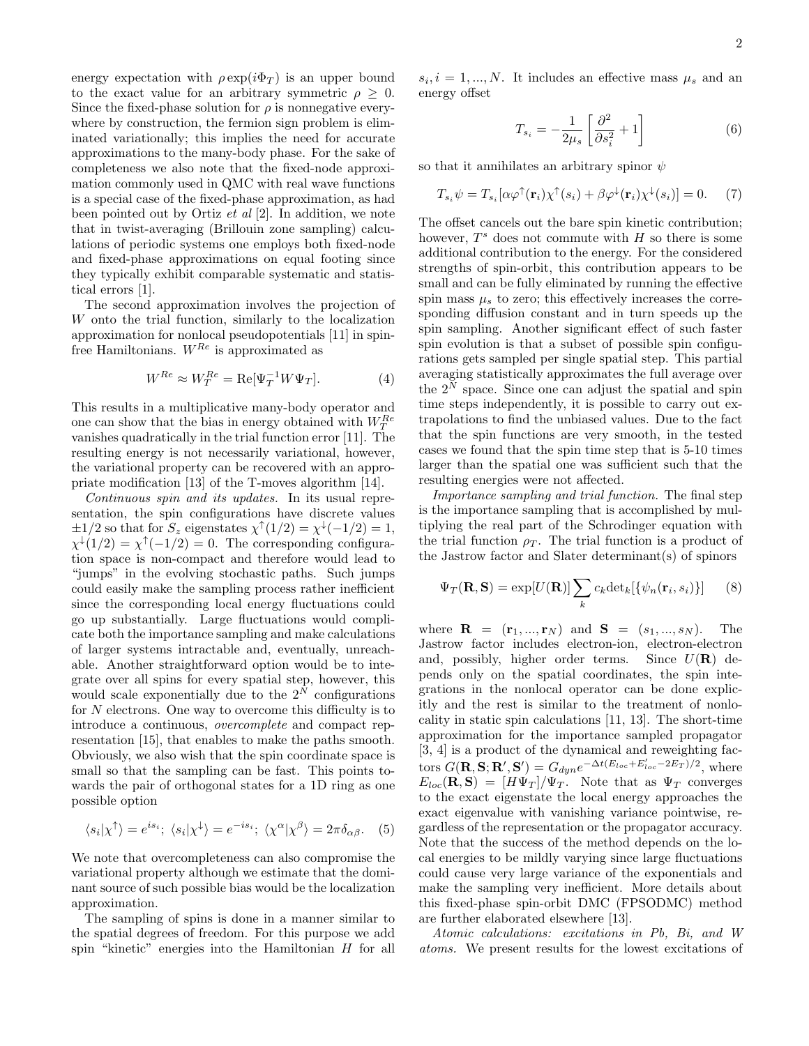energy expectation with $\rho \exp(i\Phi_T)$ is an upper bound to the exact value for an arbitrary symmetric $\rho \geq 0$. Since the fixed-phase solution for $\rho$ is nonnegative everywhere by construction, the fermion sign problem is eliminated variationally; this implies the need for accurate approximations to the many-body phase. For the sake of completeness we also note that the fixed-node approximation commonly used in QMC with real wave functions is a special case of the fixed-phase approximation, as had been pointed out by Ortiz *et al* [2]. In addition, we note that in twist-averaging (Brillouin zone sampling) calculations of periodic systems one employs both fixed-node and fixed-phase approximations on equal footing since they typically exhibit comparable systematic and statistical errors [1].

The second approximation involves the projection of $W$ onto the trial function, similarly to the localization approximation for nonlocal pseudopotentials [11] in spin-free Hamiltonians. $W^{Re}$ is approximated as

$$W^{Re} \approx W_T^{Re} = \mathrm{Re}[\Psi_T^{-1} W \Psi_T]. \quad (4)$$

This results in a multiplicative many-body operator and one can show that the bias in energy obtained with $W_T^{Re}$ vanishes quadratically in the trial function error [11]. The resulting energy is not necessarily variational, however, the variational property can be recovered with an appropriate modification [13] of the T-moves algorithm [14].

*Continuous spin and its updates.* In its usual representation, the spin configurations have discrete values $\pm 1/2$ so that for $S_z$ eigenstates $\chi^\uparrow(1/2) = \chi^\downarrow(-1/2) = 1$, $\chi^\downarrow(1/2) = \chi^\uparrow(-1/2) = 0$. The corresponding configuration space is non-compact and therefore would lead to "jumps" in the evolving stochastic paths. Such jumps could easily make the sampling process rather inefficient since the corresponding local energy fluctuations could go up substantially. Large fluctuations would complicate both the importance sampling and make calculations of larger systems intractable and, eventually, unreachable. Another straightforward option would be to integrate over all spins for every spatial step, however, this would scale exponentially due to the $2^N$ configurations for $N$ electrons. One way to overcome this difficulty is to introduce a continuous, *overcomplete* and compact representation [15], that enables to make the paths smooth. Obviously, we also wish that the spin coordinate space is small so that the sampling can be fast. This points towards the pair of orthogonal states for a 1D ring as one possible option

$$\langle s_i|\chi^\uparrow\rangle = e^{is_i};\ \langle s_i|\chi^\downarrow\rangle = e^{-is_i};\ \langle\chi^\alpha|\chi^\beta\rangle = 2\pi\delta_{\alpha\beta}. \quad (5)$$

We note that overcompleteness can also compromise the variational property although we estimate that the dominant source of such possible bias would be the localization approximation.

The sampling of spins is done in a manner similar to the spatial degrees of freedom. For this purpose we add spin "kinetic" energies into the Hamiltonian $H$ for all $s_i, i = 1, ..., N$. It includes an effective mass $\mu_s$ and an energy offset

$$T_{s_i} = -\frac{1}{2\mu_s}\left[\frac{\partial^2}{\partial s_i^2} + 1\right] \quad (6)$$

so that it annihilates an arbitrary spinor $\psi$

$$T_{s_i}\psi = T_{s_i}[\alpha\varphi^\uparrow(\mathbf{r}_i)\chi^\uparrow(s_i) + \beta\varphi^\downarrow(\mathbf{r}_i)\chi^\downarrow(s_i)] = 0. \quad (7)$$

The offset cancels out the bare spin kinetic contribution; however, $T^s$ does not commute with $H$ so there is some additional contribution to the energy. For the considered strengths of spin-orbit, this contribution appears to be small and can be fully eliminated by running the effective spin mass $\mu_s$ to zero; this effectively increases the corresponding diffusion constant and in turn speeds up the spin sampling. Another significant effect of such faster spin evolution is that a subset of possible spin configurations gets sampled per single spatial step. This partial averaging statistically approximates the full average over the $2^N$ space. Since one can adjust the spatial and spin time steps independently, it is possible to carry out extrapolations to find the unbiased values. Due to the fact that the spin functions are very smooth, in the tested cases we found that the spin time step that is 5-10 times larger than the spatial one was sufficient such that the resulting energies were not affected.

*Importance sampling and trial function.* The final step is the importance sampling that is accomplished by multiplying the real part of the Schrodinger equation with the trial function $\rho_T$. The trial function is a product of the Jastrow factor and Slater determinant(s) of spinors

$$\Psi_T(\mathbf{R}, \mathbf{S}) = \exp[U(\mathbf{R})]\sum_k c_k \det_k[\{\psi_n(\mathbf{r}_i, s_i)\}] \quad (8)$$

where $\mathbf{R} = (\mathbf{r}_1, ..., \mathbf{r}_N)$ and $\mathbf{S} = (s_1, ..., s_N)$. The Jastrow factor includes electron-ion, electron-electron and, possibly, higher order terms. Since $U(\mathbf{R})$ depends only on the spatial coordinates, the spin integrations in the nonlocal operator can be done explicitly and the rest is similar to the treatment of nonlocality in static spin calculations [11, 13]. The short-time approximation for the importance sampled propagator [3, 4] is a product of the dynamical and reweighting factors $G(\mathbf{R}, \mathbf{S}; \mathbf{R}', \mathbf{S}') = G_{dyn} e^{-\Delta t(E_{loc} + E'_{loc} - 2E_T)/2}$, where $E_{loc}(\mathbf{R}, \mathbf{S}) = [H\Psi_T]/\Psi_T$. Note that as $\Psi_T$ converges to the exact eigenstate the local energy approaches the exact eigenvalue with vanishing variance pointwise, regardless of the representation or the propagator accuracy. Note that the success of the method depends on the local energies to be mildly varying since large fluctuations could cause very large variance of the exponentials and make the sampling very inefficient. More details about this fixed-phase spin-orbit DMC (FPSODMC) method are further elaborated elsewhere [13].

*Atomic calculations: excitations in Pb, Bi, and W atoms.* We present results for the lowest excitations of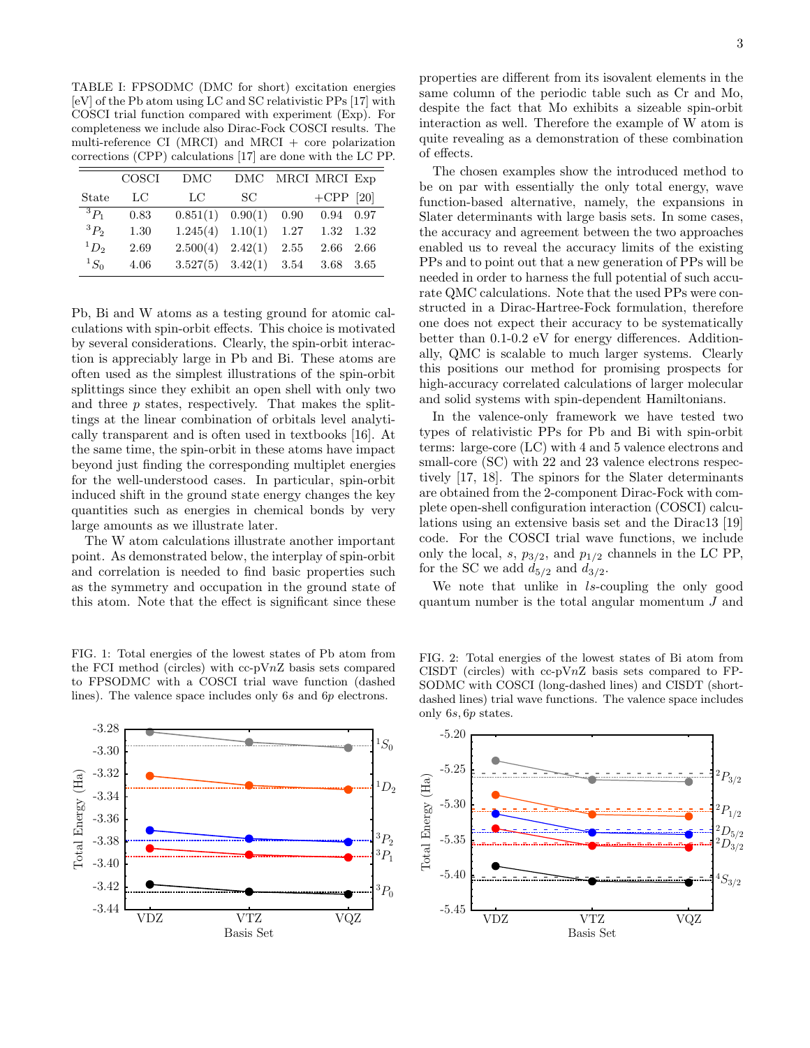TABLE I: FPSODMC (DMC for short) excitation energies [eV] of the Pb atom using LC and SC relativistic PPs [17] with COSCI trial function compared with experiment (Exp). For completeness we include also Dirac-Fock COSCI results. The multi-reference CI (MRCI) and MRCI + core polarization corrections (CPP) calculations [17] are done with the LC PP.

| State | COSCI LC | DMC LC | DMC SC | MRCI | MRCI +CPP | Exp [20] |
|---|---|---|---|---|---|---|
| $^3P_1$ | 0.83 | 0.851(1) | 0.90(1) | 0.90 | 0.94 | 0.97 |
| $^3P_2$ | 1.30 | 1.245(4) | 1.10(1) | 1.27 | 1.32 | 1.32 |
| $^1D_2$ | 2.69 | 2.500(4) | 2.42(1) | 2.55 | 2.66 | 2.66 |
| $^1S_0$ | 4.06 | 3.527(5) | 3.42(1) | 3.54 | 3.68 | 3.65 |

Pb, Bi and W atoms as a testing ground for atomic calculations with spin-orbit effects. This choice is motivated by several considerations. Clearly, the spin-orbit interaction is appreciably large in Pb and Bi. These atoms are often used as the simplest illustrations of the spin-orbit splittings since they exhibit an open shell with only two and three $p$ states, respectively. That makes the splittings at the linear combination of orbitals level analytically transparent and is often used in textbooks [16]. At the same time, the spin-orbit in these atoms have impact beyond just finding the corresponding multiplet energies for the well-understood cases. In particular, spin-orbit induced shift in the ground state energy changes the key quantities such as energies in chemical bonds by very large amounts as we illustrate later.

The W atom calculations illustrate another important point. As demonstrated below, the interplay of spin-orbit and correlation is needed to find basic properties such as the symmetry and occupation in the ground state of this atom. Note that the effect is significant since these properties are different from its isovalent elements in the same column of the periodic table such as Cr and Mo, despite the fact that Mo exhibits a sizeable spin-orbit interaction as well. Therefore the example of W atom is quite revealing as a demonstration of these combination of effects.

The chosen examples show the introduced method to be on par with essentially the only total energy, wave function-based alternative, namely, the expansions in Slater determinants with large basis sets. In some cases, the accuracy and agreement between the two approaches enabled us to reveal the accuracy limits of the existing PPs and to point out that a new generation of PPs will be needed in order to harness the full potential of such accurate QMC calculations. Note that the used PPs were constructed in a Dirac-Hartree-Fock formulation, therefore one does not expect their accuracy to be systematically better than 0.1-0.2 eV for energy differences. Additionally, QMC is scalable to much larger systems. Clearly this positions our method for promising prospects for high-accuracy correlated calculations of larger molecular and solid systems with spin-dependent Hamiltonians.

In the valence-only framework we have tested two types of relativistic PPs for Pb and Bi with spin-orbit terms: large-core (LC) with 4 and 5 valence electrons and small-core (SC) with 22 and 23 valence electrons respectively [17, 18]. The spinors for the Slater determinants are obtained from the 2-component Dirac-Fock with complete open-shell configuration interaction (COSCI) calculations using an extensive basis set and the Dirac13 [19] code. For the COSCI trial wave functions, we include only the local, $s$, $p_{3/2}$, and $p_{1/2}$ channels in the LC PP, for the SC we add $d_{5/2}$ and $d_{3/2}$.

We note that unlike in $ls$-coupling the only good quantum number is the total angular momentum $J$ and

FIG. 1: Total energies of the lowest states of Pb atom from the FCI method (circles) with cc-pV$n$Z basis sets compared to FPSODMC with a COSCI trial wave function (dashed lines). The valence space includes only 6$s$ and 6$p$ electrons.

FIG. 2: Total energies of the lowest states of Bi atom from CISDT (circles) with cc-pV$n$Z basis sets compared to FPSODMC with COSCI (long-dashed lines) and CISDT (short-dashed lines) trial wave functions. The valence space includes only 6$s$, 6$p$ states.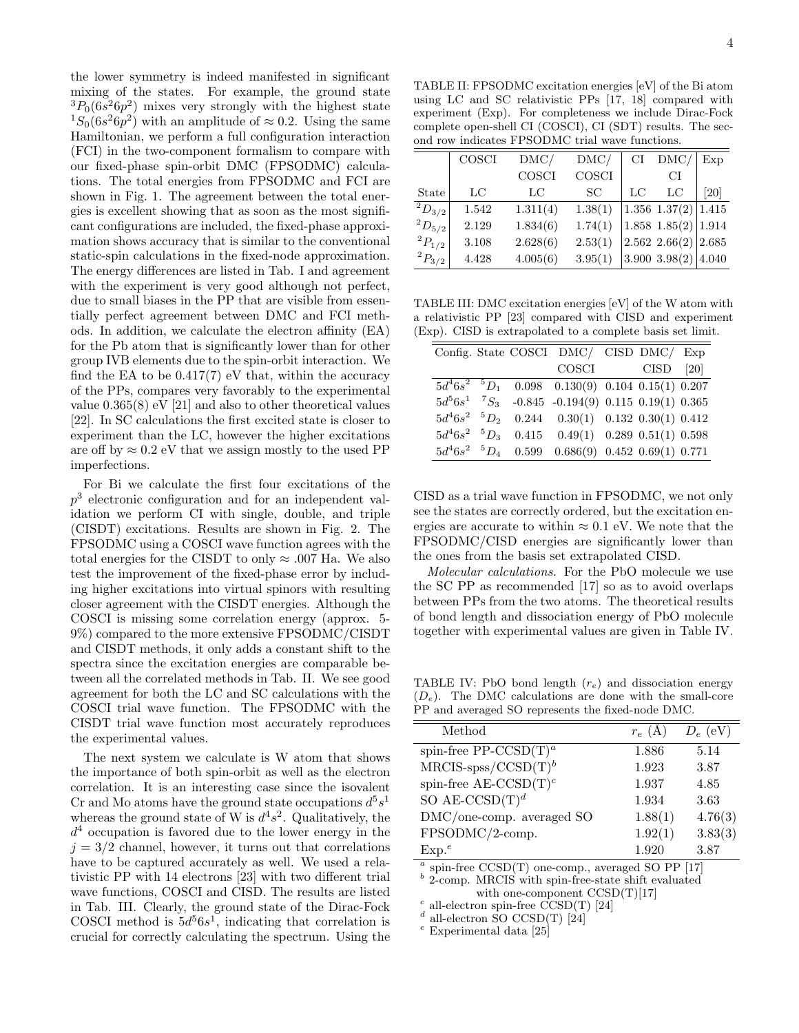the lower symmetry is indeed manifested in significant mixing of the states. For example, the ground state $^3P_0(6s^26p^2)$ mixes very strongly with the highest state $^1S_0(6s^26p^2)$ with an amplitude of $\approx 0.2$. Using the same Hamiltonian, we perform a full configuration interaction (FCI) in the two-component formalism to compare with our fixed-phase spin-orbit DMC (FPSODMC) calculations. The total energies from FPSODMC and FCI are shown in Fig. 1. The agreement between the total energies is excellent showing that as soon as the most significant configurations are included, the fixed-phase approximation shows accuracy that is similar to the conventional static-spin calculations in the fixed-node approximation. The energy differences are listed in Tab. I and agreement with the experiment is very good although not perfect, due to small biases in the PP that are visible from essentially perfect agreement between DMC and FCI methods. In addition, we calculate the electron affinity (EA) for the Pb atom that is significantly lower than for other group IVB elements due to the spin-orbit interaction. We find the EA to be 0.417(7) eV that, within the accuracy of the PPs, compares very favorably to the experimental value 0.365(8) eV [21] and also to other theoretical values [22]. In SC calculations the first excited state is closer to experiment than the LC, however the higher excitations are off by $\approx 0.2$ eV that we assign mostly to the used PP imperfections.

For Bi we calculate the first four excitations of the $p^3$ electronic configuration and for an independent validation we perform CI with single, double, and triple (CISDT) excitations. Results are shown in Fig. 2. The FPSODMC using a COSCI wave function agrees with the total energies for the CISDT to only $\approx .007$ Ha. We also test the improvement of the fixed-phase error by including higher excitations into virtual spinors with resulting closer agreement with the CISDT energies. Although the COSCI is missing some correlation energy (approx. 5-9%) compared to the more extensive FPSODMC/CISDT and CISDT methods, it only adds a constant shift to the spectra since the excitation energies are comparable between all the correlated methods in Tab. II. We see good agreement for both the LC and SC calculations with the COSCI trial wave function. The FPSODMC with the CISDT trial wave function most accurately reproduces the experimental values.

The next system we calculate is W atom that shows the importance of both spin-orbit as well as the electron correlation. It is an interesting case since the isovalent Cr and Mo atoms have the ground state occupations $d^5s^1$ whereas the ground state of W is $d^4s^2$. Qualitatively, the $d^4$ occupation is favored due to the lower energy in the $j = 3/2$ channel, however, it turns out that correlations have to be captured accurately as well. We used a relativistic PP with 14 electrons [23] with two different trial wave functions, COSCI and CISD. The results are listed in Tab. III. Clearly, the ground state of the Dirac-Fock COSCI method is $5d^56s^1$, indicating that correlation is crucial for correctly calculating the spectrum. Using the CISD as a trial wave function in FPSODMC, we not only see the states are correctly ordered, but the excitation energies are accurate to within $\approx 0.1$ eV. We note that the FPSODMC/CISD energies are significantly lower than the ones from the basis set extrapolated CISD.

TABLE II: FPSODMC excitation energies [eV] of the Bi atom using LC and SC relativistic PPs [17, 18] compared with experiment (Exp). For completeness we include Dirac-Fock complete open-shell CI (COSCI), CI (SDT) results. The second row indicates FPSODMC trial wave functions.

| | COSCI | DMC/ | DMC/ | CI | DMC/ | Exp |
|---|---|---|---|---|---|---|
| | | COSCI | COSCI | | CI | |
| State | LC | LC | SC | LC | LC | [20] |
| $^2D_{3/2}$ | 1.542 | 1.311(4) | 1.38(1) | 1.356 | 1.37(2) | 1.415 |
| $^2D_{5/2}$ | 2.129 | 1.834(6) | 1.74(1) | 1.858 | 1.85(2) | 1.914 |
| $^2P_{1/2}$ | 3.108 | 2.628(6) | 2.53(1) | 2.562 | 2.66(2) | 2.685 |
| $^2P_{3/2}$ | 4.428 | 4.005(6) | 3.95(1) | 3.900 | 3.98(2) | 4.040 |

TABLE III: DMC excitation energies [eV] of the W atom with a relativistic PP [23] compared with CISD and experiment (Exp). CISD is extrapolated to a complete basis set limit.

| Config. | State | COSCI | DMC/ | CISD | DMC/ | Exp |
|---|---|---|---|---|---|---|
| | | | COSCI | | CISD | [20] |
| $5d^46s^2$ | $^5D_1$ | 0.098 | 0.130(9) | 0.104 | 0.15(1) | 0.207 |
| $5d^56s^1$ | $^7S_3$ | -0.845 | -0.194(9) | 0.115 | 0.19(1) | 0.365 |
| $5d^46s^2$ | $^5D_2$ | 0.244 | 0.30(1) | 0.132 | 0.30(1) | 0.412 |
| $5d^46s^2$ | $^5D_3$ | 0.415 | 0.49(1) | 0.289 | 0.51(1) | 0.598 |
| $5d^46s^2$ | $^5D_4$ | 0.599 | 0.686(9) | 0.452 | 0.69(1) | 0.771 |

*Molecular calculations.* For the PbO molecule we use the SC PP as recommended [17] so as to avoid overlaps between PPs from the two atoms. The theoretical results of bond length and dissociation energy of PbO molecule together with experimental values are given in Table IV.

TABLE IV: PbO bond length ($r_e$) and dissociation energy ($D_e$). The DMC calculations are done with the small-core PP and averaged SO represents the fixed-node DMC.

| Method | $r_e$ (Å) | $D_e$ (eV) |
|---|---|---|
| spin-free PP-CCSD(T)[a] | 1.886 | 5.14 |
| MRCIS-spss/CCSD(T)[b] | 1.923 | 3.87 |
| spin-free AE-CCSD(T)[c] | 1.937 | 4.85 |
| SO AE-CCSD(T)[d] | 1.934 | 3.63 |
| DMC/one-comp. averaged SO | 1.88(1) | 4.76(3) |
| FPSODMC/2-comp. | 1.92(1) | 3.83(3) |
| Exp.[e] | 1.920 | 3.87 |

[a] spin-free CCSD(T) one-comp., averaged SO PP [17]
[b] 2-comp. MRCIS with spin-free-state shift evaluated with one-component CCSD(T)[17]
[c] all-electron spin-free CCSD(T) [24]
[d] all-electron SO CCSD(T) [24]
[e] Experimental data [25]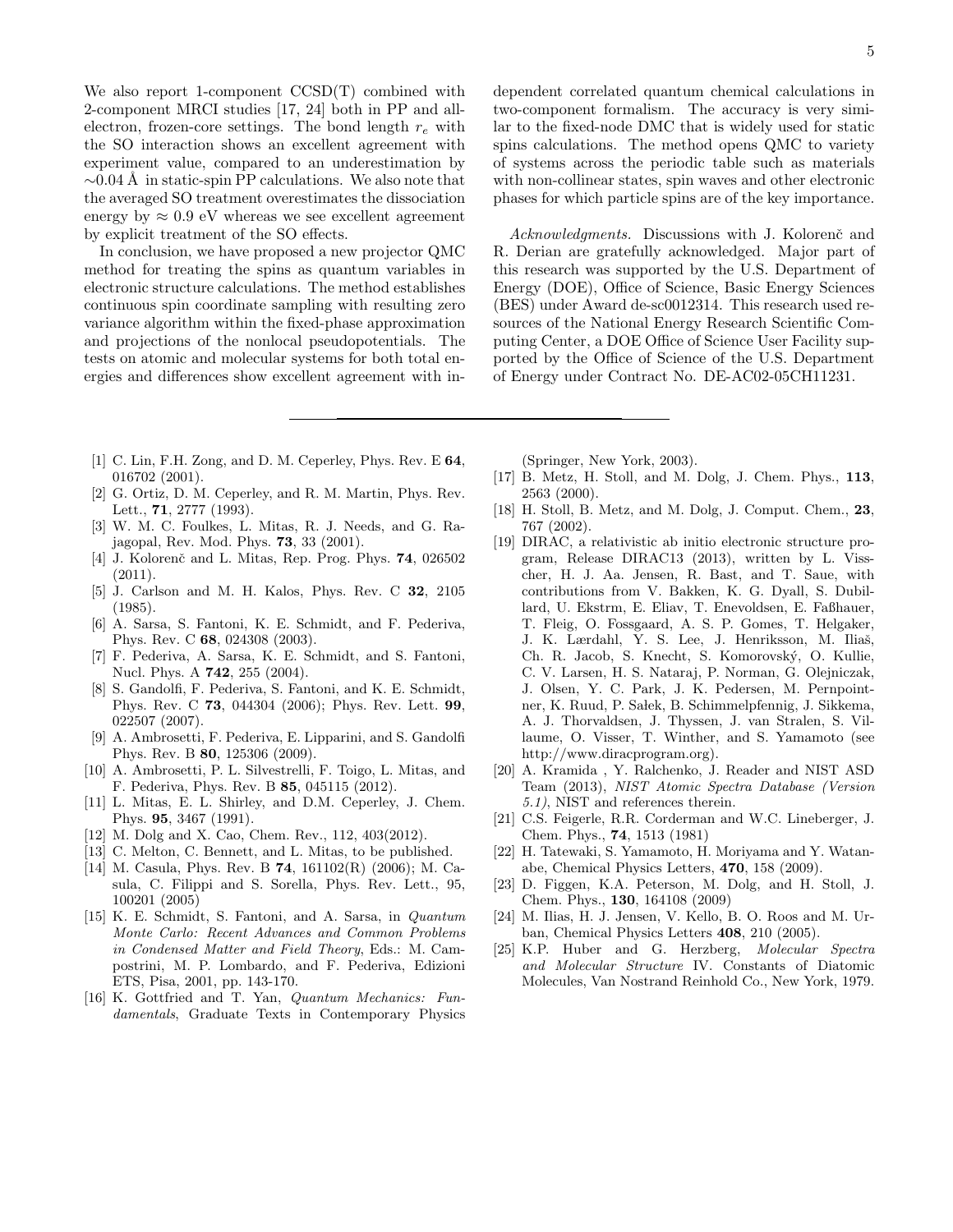We also report 1-component CCSD(T) combined with 2-component MRCI studies [17, 24] both in PP and all-electron, frozen-core settings. The bond length $r_e$ with the SO interaction shows an excellent agreement with experiment value, compared to an underestimation by $\sim$0.04 Å in static-spin PP calculations. We also note that the averaged SO treatment overestimates the dissociation energy by $\approx 0.9$ eV whereas we see excellent agreement by explicit treatment of the SO effects.

In conclusion, we have proposed a new projector QMC method for treating the spins as quantum variables in electronic structure calculations. The method establishes continuous spin coordinate sampling with resulting zero variance algorithm within the fixed-phase approximation and projections of the nonlocal pseudopotentials. The tests on atomic and molecular systems for both total energies and differences show excellent agreement with independent correlated quantum chemical calculations in two-component formalism. The accuracy is very similar to the fixed-node DMC that is widely used for static spins calculations. The method opens QMC to variety of systems across the periodic table such as materials with non-collinear states, spin waves and other electronic phases for which particle spins are of the key importance.

*Acknowledgments.* Discussions with J. Kolorenč and R. Derian are gratefully acknowledged. Major part of this research was supported by the U.S. Department of Energy (DOE), Office of Science, Basic Energy Sciences (BES) under Award de-sc0012314. This research used resources of the National Energy Research Scientific Computing Center, a DOE Office of Science User Facility supported by the Office of Science of the U.S. Department of Energy under Contract No. DE-AC02-05CH11231.

---

[1] C. Lin, F.H. Zong, and D. M. Ceperley, Phys. Rev. E **64**, 016702 (2001).

[2] G. Ortiz, D. M. Ceperley, and R. M. Martin, Phys. Rev. Lett., **71**, 2777 (1993).

[3] W. M. C. Foulkes, L. Mitas, R. J. Needs, and G. Rajagopal, Rev. Mod. Phys. **73**, 33 (2001).

[4] J. Kolorenč and L. Mitas, Rep. Prog. Phys. **74**, 026502 (2011).

[5] J. Carlson and M. H. Kalos, Phys. Rev. C **32**, 2105 (1985).

[6] A. Sarsa, S. Fantoni, K. E. Schmidt, and F. Pederiva, Phys. Rev. C **68**, 024308 (2003).

[7] F. Pederiva, A. Sarsa, K. E. Schmidt, and S. Fantoni, Nucl. Phys. A **742**, 255 (2004).

[8] S. Gandolfi, F. Pederiva, S. Fantoni, and K. E. Schmidt, Phys. Rev. C **73**, 044304 (2006); Phys. Rev. Lett. **99**, 022507 (2007).

[9] A. Ambrosetti, F. Pederiva, E. Lipparini, and S. Gandolfi Phys. Rev. B **80**, 125306 (2009).

[10] A. Ambrosetti, P. L. Silvestrelli, F. Toigo, L. Mitas, and F. Pederiva, Phys. Rev. B **85**, 045115 (2012).

[11] L. Mitas, E. L. Shirley, and D.M. Ceperley, J. Chem. Phys. **95**, 3467 (1991).

[12] M. Dolg and X. Cao, Chem. Rev., 112, 403(2012).

[13] C. Melton, C. Bennett, and L. Mitas, to be published.

[14] M. Casula, Phys. Rev. B **74**, 161102(R) (2006); M. Casula, C. Filippi and S. Sorella, Phys. Rev. Lett., 95, 100201 (2005)

[15] K. E. Schmidt, S. Fantoni, and A. Sarsa, in *Quantum Monte Carlo: Recent Advances and Common Problems in Condensed Matter and Field Theory*, Eds.: M. Campostrini, M. P. Lombardo, and F. Pederiva, Edizioni ETS, Pisa, 2001, pp. 143-170.

[16] K. Gottfried and T. Yan, *Quantum Mechanics: Fundamentals*, Graduate Texts in Contemporary Physics (Springer, New York, 2003).

[17] B. Metz, H. Stoll, and M. Dolg, J. Chem. Phys., **113**, 2563 (2000).

[18] H. Stoll, B. Metz, and M. Dolg, J. Comput. Chem., **23**, 767 (2002).

[19] DIRAC, a relativistic ab initio electronic structure program, Release DIRAC13 (2013), written by L. Visscher, H. J. Aa. Jensen, R. Bast, and T. Saue, with contributions from V. Bakken, K. G. Dyall, S. Dubillard, U. Ekstrm, E. Eliav, T. Enevoldsen, E. Faßhauer, T. Fleig, O. Fossgaard, A. S. P. Gomes, T. Helgaker, J. K. Lærdahl, Y. S. Lee, J. Henriksson, M. Iliaš, Ch. R. Jacob, S. Knecht, S. Komorovský, O. Kullie, C. V. Larsen, H. S. Nataraj, P. Norman, G. Olejniczak, J. Olsen, Y. C. Park, J. K. Pedersen, M. Pernpointner, K. Ruud, P. Sałek, B. Schimmelpfennig, J. Sikkema, A. J. Thorvaldsen, J. Thyssen, J. van Stralen, S. Villaume, O. Visser, T. Winther, and S. Yamamoto (see http://www.diracprogram.org).

[20] A. Kramida , Y. Ralchenko, J. Reader and NIST ASD Team (2013), *NIST Atomic Spectra Database (Version 5.1)*, NIST and references therein.

[21] C.S. Feigerle, R.R. Corderman and W.C. Lineberger, J. Chem. Phys., **74**, 1513 (1981)

[22] H. Tatewaki, S. Yamamoto, H. Moriyama and Y. Watanabe, Chemical Physics Letters, **470**, 158 (2009).

[23] D. Figgen, K.A. Peterson, M. Dolg, and H. Stoll, J. Chem. Phys., **130**, 164108 (2009)

[24] M. Ilias, H. J. Jensen, V. Kello, B. O. Roos and M. Urban, Chemical Physics Letters **408**, 210 (2005).

[25] K.P. Huber and G. Herzberg, *Molecular Spectra and Molecular Structure* IV. Constants of Diatomic Molecules, Van Nostrand Reinhold Co., New York, 1979.